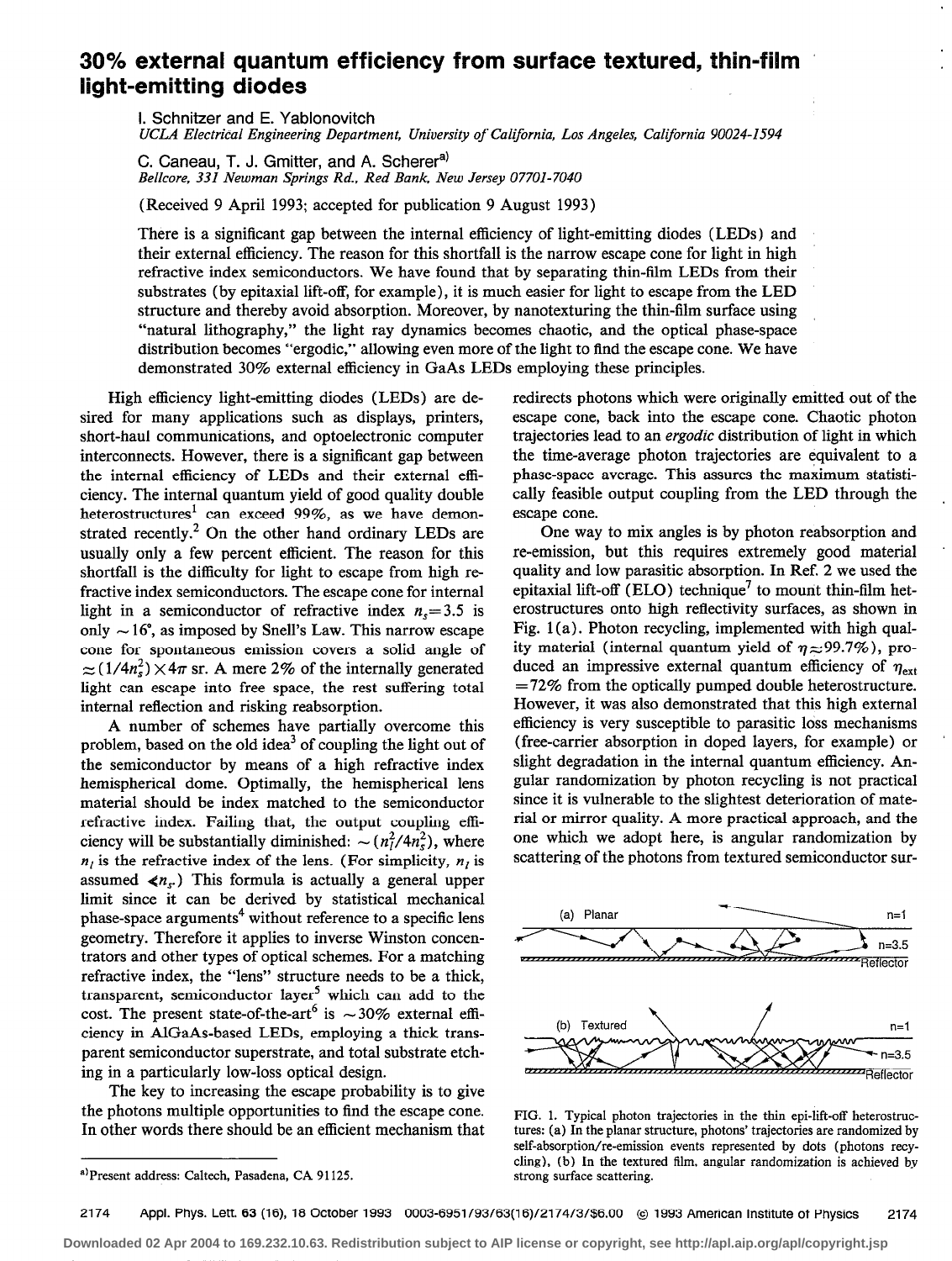# 30% external quantum efficiency from surface textured, thin-film light-emitting diodes

I. Schnitzer and E. Yablonovitch
*UCLA Electrical Engineering Department, University of California, Los Angeles, California 90024-1594*

C. Caneau, T. J. Gmitter, and A. Scherer[a)]
*Bellcore, 331 Newman Springs Rd., Red Bank, New Jersey 07701-7040*

(Received 9 April 1993; accepted for publication 9 August 1993)

There is a significant gap between the internal efficiency of light-emitting diodes (LEDs) and their external efficiency. The reason for this shortfall is the narrow escape cone for light in high refractive index semiconductors. We have found that by separating thin-film LEDs from their substrates (by epitaxial lift-off, for example), it is much easier for light to escape from the LED structure and thereby avoid absorption. Moreover, by nanotexturing the thin-film surface using "natural lithography," the light ray dynamics becomes chaotic, and the optical phase-space distribution becomes "ergodic," allowing even more of the light to find the escape cone. We have demonstrated 30% external efficiency in GaAs LEDs employing these principles.

High efficiency light-emitting diodes (LEDs) are desired for many applications such as displays, printers, short-haul communications, and optoelectronic computer interconnects. However, there is a significant gap between the internal efficiency of LEDs and their external efficiency. The internal quantum yield of good quality double heterostructures[1] can exceed 99%, as we have demonstrated recently.[2] On the other hand ordinary LEDs are usually only a few percent efficient. The reason for this shortfall is the difficulty for light to escape from high refractive index semiconductors. The escape cone for internal light in a semiconductor of refractive index $n_s = 3.5$ is only $\sim 16°$, as imposed by Snell's Law. This narrow escape cone for spontaneous emission covers a solid angle of $\approx (1/4n_s^2) \times 4\pi$ sr. A mere 2% of the internally generated light can escape into free space, the rest suffering total internal reflection and risking reabsorption.

A number of schemes have partially overcome this problem, based on the old idea[3] of coupling the light out of the semiconductor by means of a high refractive index hemispherical dome. Optimally, the hemispherical lens material should be index matched to the semiconductor refractive index. Failing that, the output coupling efficiency will be substantially diminished: $\sim (n_l^2/4n_s^2)$, where $n_l$ is the refractive index of the lens. (For simplicity, $n_l$ is assumed $\leqslant n_s$.) This formula is actually a general upper limit since it can be derived by statistical mechanical phase-space arguments[4] without reference to a specific lens geometry. Therefore it applies to inverse Winston concentrators and other types of optical schemes. For a matching refractive index, the "lens" structure needs to be a thick, transparent, semiconductor layer[5] which can add to the cost. The present state-of-the-art[6] is $\sim 30\%$ external efficiency in AlGaAs-based LEDs, employing a thick transparent semiconductor superstrate, and total substrate etching in a particularly low-loss optical design.

The key to increasing the escape probability is to give the photons multiple opportunities to find the escape cone. In other words there should be an efficient mechanism that redirects photons which were originally emitted out of the escape cone, back into the escape cone. Chaotic photon trajectories lead to an *ergodic* distribution of light in which the time-average photon trajectories are equivalent to a phase-space average. This assures the maximum statistically feasible output coupling from the LED through the escape cone.

One way to mix angles is by photon reabsorption and re-emission, but this requires extremely good material quality and low parasitic absorption. In Ref. 2 we used the epitaxial lift-off (ELO) technique[7] to mount thin-film heterostructures onto high reflectivity surfaces, as shown in Fig. 1(a). Photon recycling, implemented with high quality material (internal quantum yield of $\eta \approx 99.7\%$), produced an impressive external quantum efficiency of $\eta_{ext} = 72\%$ from the optically pumped double heterostructure. However, it was also demonstrated that this high external efficiency is very susceptible to parasitic loss mechanisms (free-carrier absorption in doped layers, for example) or slight degradation in the internal quantum efficiency. Angular randomization by photon recycling is not practical since it is vulnerable to the slightest deterioration of material or mirror quality. A more practical approach, and the one which we adopt here, is angular randomization by scattering of the photons from textured semiconductor sur-

FIG. 1. Typical photon trajectories in the thin epi-lift-off heterostructures: (a) In the planar structure, photons' trajectories are randomized by self-absorption/re-emission events represented by dots (photons recycling), (b) In the textured film, angular randomization is achieved by strong surface scattering.

[a)]Present address: Caltech, Pasadena, CA 91125.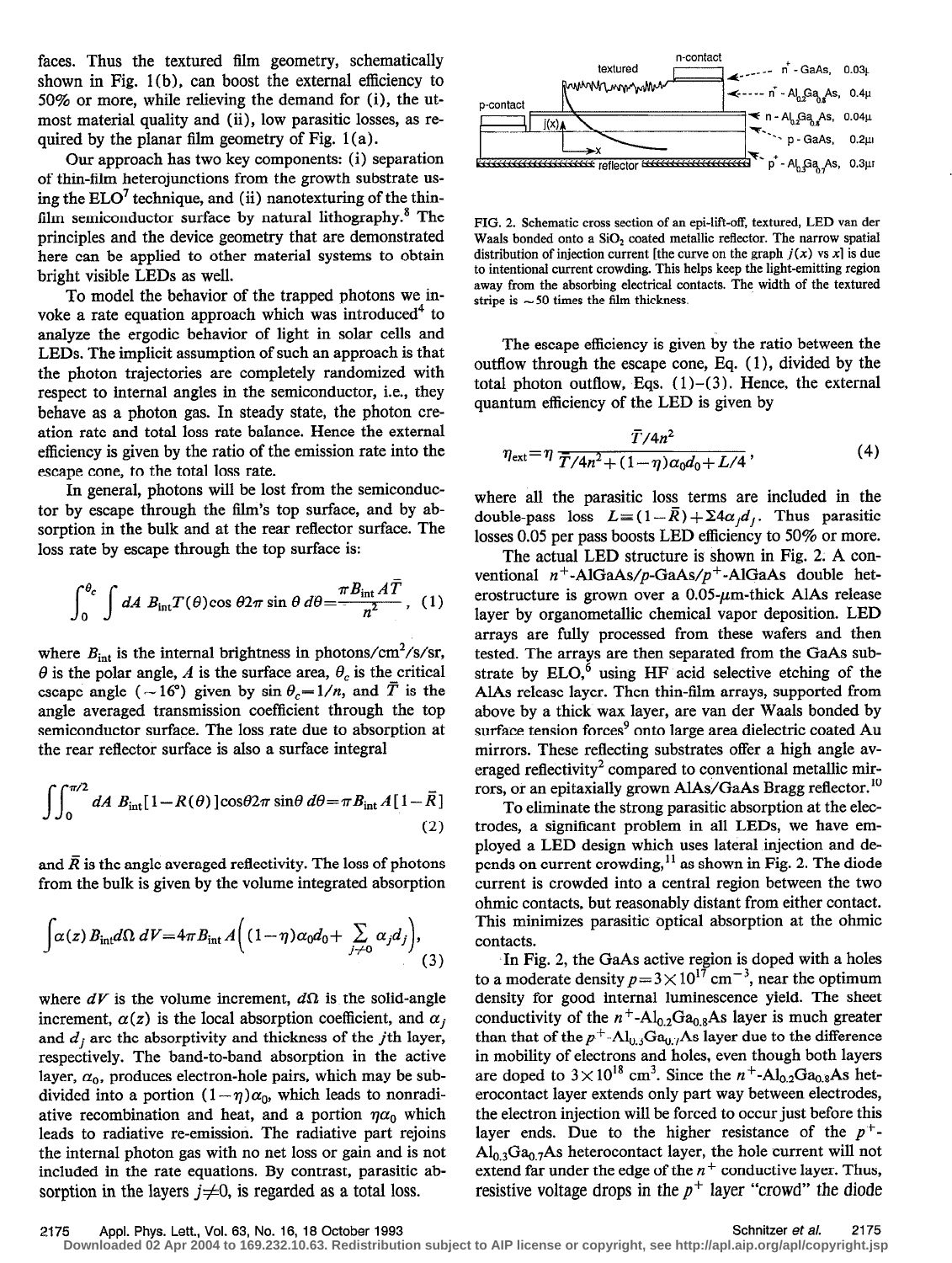faces. Thus the textured film geometry, schematically shown in Fig. 1(b), can boost the external efficiency to 50% or more, while relieving the demand for (i), the utmost material quality and (ii), low parasitic losses, as required by the planar film geometry of Fig. 1(a).

Our approach has two key components: (i) separation of thin-film heterojunctions from the growth substrate using the ELO[7] technique, and (ii) nanotexturing of the thin-film semiconductor surface by natural lithography.[8] The principles and the device geometry that are demonstrated here can be applied to other material systems to obtain bright visible LEDs as well.

To model the behavior of the trapped photons we invoke a rate equation approach which was introduced[4] to analyze the ergodic behavior of light in solar cells and LEDs. The implicit assumption of such an approach is that the photon trajectories are completely randomized with respect to internal angles in the semiconductor, i.e., they behave as a photon gas. In steady state, the photon creation rate and total loss rate balance. Hence the external efficiency is given by the ratio of the emission rate into the escape cone, to the total loss rate.

In general, photons will be lost from the semiconductor by escape through the film's top surface, and by absorption in the bulk and at the rear reflector surface. The loss rate by escape through the top surface is:

$$\int_0^{\theta_c} \int dA \; B_{\text{int}} T(\theta) \cos\theta 2\pi \sin\theta \, d\theta = \frac{\pi B_{\text{int}} A \bar{T}}{n^2}, \quad (1)$$

where $B_{\text{int}}$ is the internal brightness in photons/cm$^2$/s/sr, $\theta$ is the polar angle, $A$ is the surface area, $\theta_c$ is the critical escape angle ($\sim 16°$) given by $\sin\theta_c = 1/n$, and $\bar{T}$ is the angle averaged transmission coefficient through the top semiconductor surface. The loss rate due to absorption at the rear reflector surface is also a surface integral

$$\iint_0^{\pi/2} dA \; B_{\text{int}}[1-R(\theta)]\cos\theta 2\pi \sin\theta \, d\theta = \pi B_{\text{int}} A[1-\bar{R}] \quad (2)$$

and $\bar{R}$ is the angle averaged reflectivity. The loss of photons from the bulk is given by the volume integrated absorption

$$\int \alpha(z) B_{\text{int}} d\Omega \, dV = 4\pi B_{\text{int}} A\Big((1-\eta)\alpha_0 d_0 + \sum_{j\neq 0} \alpha_j d_j\Big), \quad (3)$$

where $dV$ is the volume increment, $d\Omega$ is the solid-angle increment, $\alpha(z)$ is the local absorption coefficient, and $\alpha_j$ and $d_j$ are the absorptivity and thickness of the $j$th layer, respectively. The band-to-band absorption in the active layer, $\alpha_0$, produces electron-hole pairs, which may be subdivided into a portion $(1-\eta)\alpha_0$, which leads to nonradiative recombination and heat, and a portion $\eta\alpha_0$ which leads to radiative re-emission. The radiative part rejoins the internal photon gas with no net loss or gain and is not included in the rate equations. By contrast, parasitic absorption in the layers $j\neq 0$, is regarded as a total loss.

FIG. 2. Schematic cross section of an epi-lift-off, textured, LED van der Waals bonded onto a $SiO_2$ coated metallic reflector. The narrow spatial distribution of injection current [the curve on the graph $j(x)$ vs $x$] is due to intentional current crowding. This helps keep the light-emitting region away from the absorbing electrical contacts. The width of the textured stripe is $\sim 50$ times the film thickness.

The escape efficiency is given by the ratio between the outflow through the escape cone, Eq. (1), divided by the total photon outflow, Eqs. (1)–(3). Hence, the external quantum efficiency of the LED is given by

$$\eta_{\text{ext}} = \eta \frac{\bar{T}/4n^2}{\bar{T}/4n^2 + (1-\eta)\alpha_0 d_0 + L/4}, \quad (4)$$

where all the parasitic loss terms are included in the double-pass loss $L \equiv (1-\bar{R}) + \Sigma 4\alpha_j d_j$. Thus parasitic losses 0.05 per pass boosts LED efficiency to 50% or more.

The actual LED structure is shown in Fig. 2. A conventional $n^+$-AlGaAs/$p$-GaAs/$p^+$-AlGaAs double heterostructure is grown over a 0.05-$\mu$m-thick AlAs release layer by organometallic chemical vapor deposition. LED arrays are fully processed from these wafers and then tested. The arrays are then separated from the GaAs substrate by ELO,[6] using HF acid selective etching of the AlAs release layer. Then thin-film arrays, supported from above by a thick wax layer, are van der Waals bonded by surface tension forces[9] onto large area dielectric coated Au mirrors. These reflecting substrates offer a high angle averaged reflectivity[2] compared to conventional metallic mirrors, or an epitaxially grown AlAs/GaAs Bragg reflector.[10]

To eliminate the strong parasitic absorption at the electrodes, a significant problem in all LEDs, we have employed a LED design which uses lateral injection and depends on current crowding,[11] as shown in Fig. 2. The diode current is crowded into a central region between the two ohmic contacts, but reasonably distant from either contact. This minimizes parasitic optical absorption at the ohmic contacts.

In Fig. 2, the GaAs active region is doped with a holes to a moderate density $p = 3\times 10^{17}$ cm$^{-3}$, near the optimum density for good internal luminescence yield. The sheet conductivity of the $n^+$-$Al_{0.2}Ga_{0.8}As$ layer is much greater than that of the $p^+$-$Al_{0.3}Ga_{0.7}As$ layer due to the difference in mobility of electrons and holes, even though both layers are doped to $3\times 10^{18}$ cm$^3$. Since the $n^+$-$Al_{0.2}Ga_{0.8}As$ heterocontact layer extends only part way between electrodes, the electron injection will be forced to occur just before this layer ends. Due to the higher resistance of the $p^+$-$Al_{0.3}Ga_{0.7}As$ heterocontact layer, the hole current will not extend far under the edge of the $n^+$ conductive layer. Thus, resistive voltage drops in the $p^+$ layer "crowd" the diode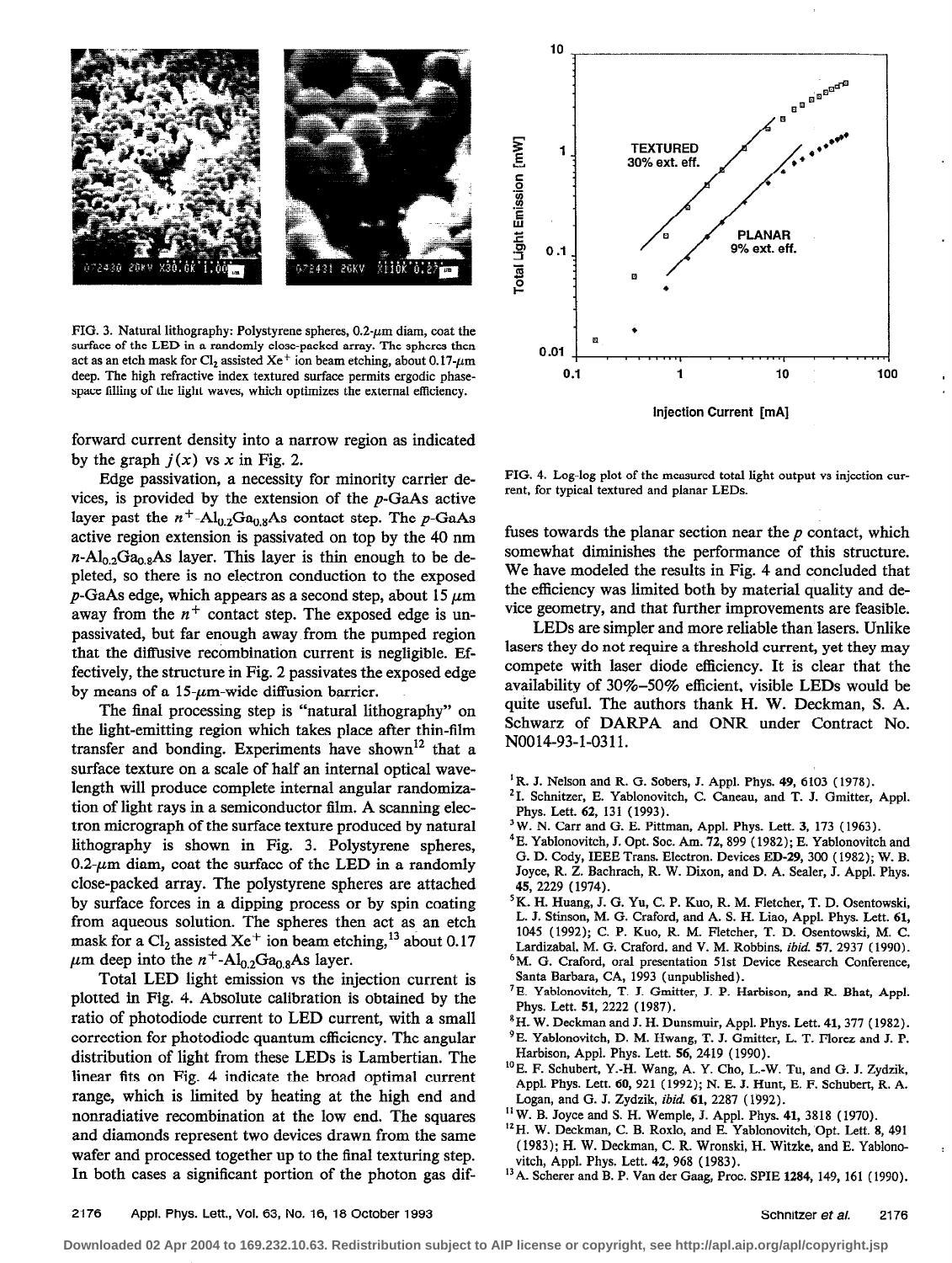FIG. 3. Natural lithography: Polystyrene spheres, 0.2-$\mu$m diam, coat the surface of the LED in a randomly close-packed array. The spheres then act as an etch mask for $Cl_2$ assisted $Xe^+$ ion beam etching, about 0.17-$\mu$m deep. The high refractive index textured surface permits ergodic phase-space filling of the light waves, which optimizes the external efficiency.

Total Light Emission [mW]

10

1

0.1

0.01

0.1 1 10 100

Injection Current [mA]

TEXTURED
30% ext. eff.

PLANAR
9% ext. eff.

FIG. 4. Log-log plot of the measured total light output vs injection current, for typical textured and planar LEDs.

forward current density into a narrow region as indicated by the graph $j(x)$ vs $x$ in Fig. 2.

Edge passivation, a necessity for minority carrier devices, is provided by the extension of the $p$-GaAs active layer past the $n^+$-$Al_{0.2}Ga_{0.8}As$ contact step. The $p$-GaAs active region extension is passivated on top by the 40 nm $n$-$Al_{0.2}Ga_{0.8}As$ layer. This layer is thin enough to be depleted, so there is no electron conduction to the exposed $p$-GaAs edge, which appears as a second step, about 15 $\mu$m away from the $n^+$ contact step. The exposed edge is unpassivated, but far enough away from the pumped region that the diffusive recombination current is negligible. Effectively, the structure in Fig. 2 passivates the exposed edge by means of a 15-$\mu$m-wide diffusion barrier.

The final processing step is "natural lithography" on the light-emitting region which takes place after thin-film transfer and bonding. Experiments have shown[12] that a surface texture on a scale of half an internal optical wavelength will produce complete internal angular randomization of light rays in a semiconductor film. A scanning electron micrograph of the surface texture produced by natural lithography is shown in Fig. 3. Polystyrene spheres, 0.2-$\mu$m diam, coat the surface of the LED in a randomly close-packed array. The polystyrene spheres are attached by surface forces in a dipping process or by spin coating from aqueous solution. The spheres then act as an etch mask for a $Cl_2$ assisted $Xe^+$ ion beam etching,[13] about 0.17 $\mu$m deep into the $n^+$-$Al_{0.2}Ga_{0.8}As$ layer.

Total LED light emission vs the injection current is plotted in Fig. 4. Absolute calibration is obtained by the ratio of photodiode current to LED current, with a small correction for photodiode quantum efficiency. The angular distribution of light from these LEDs is Lambertian. The linear fits on Fig. 4 indicate the broad optimal current range, which is limited by heating at the high end and nonradiative recombination at the low end. The squares and diamonds represent two devices drawn from the same wafer and processed together up to the final texturing step. In both cases a significant portion of the photon gas diffuses towards the planar section near the $p$ contact, which somewhat diminishes the performance of this structure. We have modeled the results in Fig. 4 and concluded that the efficiency was limited both by material quality and device geometry, and that further improvements are feasible.

LEDs are simpler and more reliable than lasers. Unlike lasers they do not require a threshold current, yet they may compete with laser diode efficiency. It is clear that the availability of 30%–50% efficient, visible LEDs would be quite useful. The authors thank H. W. Deckman, S. A. Schwarz of DARPA and ONR under Contract No. N0014-93-1-0311.

[1] R. J. Nelson and R. G. Sobers, J. Appl. Phys. **49**, 6103 (1978).
[2] I. Schnitzer, E. Yablonovitch, C. Caneau, and T. J. Gmitter, Appl. Phys. Lett. **62**, 131 (1993).
[3] W. N. Carr and G. E. Pittman, Appl. Phys. Lett. **3**, 173 (1963).
[4] E. Yablonovitch, J. Opt. Soc. Am. **72**, 899 (1982); E. Yablonovitch and G. D. Cody, IEEE Trans. Electron. Devices **ED-29**, 300 (1982); W. B. Joyce, R. Z. Bachrach, R. W. Dixon, and D. A. Sealer, J. Appl. Phys. **45**, 2229 (1974).
[5] K. H. Huang, J. G. Yu, C. P. Kuo, R. M. Fletcher, T. D. Osentowski, L. J. Stinson, M. G. Craford, and A. S. H. Liao, Appl. Phys. Lett. **61**, 1045 (1992); C. P. Kuo, R. M. Fletcher, T. D. Osentowski, M. C. Lardizabal, M. G. Craford, and V. M. Robbins, *ibid.* **57**, 2937 (1990).
[6] M. G. Craford, oral presentation 51st Device Research Conference, Santa Barbara, CA, 1993 (unpublished).
[7] E. Yablonovitch, T. J. Gmitter, J. P. Harbison, and R. Bhat, Appl. Phys. Lett. **51**, 2222 (1987).
[8] H. W. Deckman and J. H. Dunsmuir, Appl. Phys. Lett. **41**, 377 (1982).
[9] E. Yablonovitch, D. M. Hwang, T. J. Gmitter, L. T. Florez and J. P. Harbison, Appl. Phys. Lett. **56**, 2419 (1990).
[10] E. F. Schubert, Y.-H. Wang, A. Y. Cho, L.-W. Tu, and G. J. Zydzik, Appl. Phys. Lett. **60**, 921 (1992); N. E. J. Hunt, E. F. Schubert, R. A. Logan, and G. J. Zydzik, *ibid.* **61**, 2287 (1992).
[11] W. B. Joyce and S. H. Wemple, J. Appl. Phys. **41**, 3818 (1970).
[12] H. W. Deckman, C. B. Roxlo, and E. Yablonovitch, Opt. Lett. **8**, 491 (1983); H. W. Deckman, C. R. Wronski, H. Witzke, and E. Yablonovitch, Appl. Phys. Lett. **42**, 968 (1983).
[13] A. Scherer and B. P. Van der Gaag, Proc. SPIE **1284**, 149, 161 (1990).